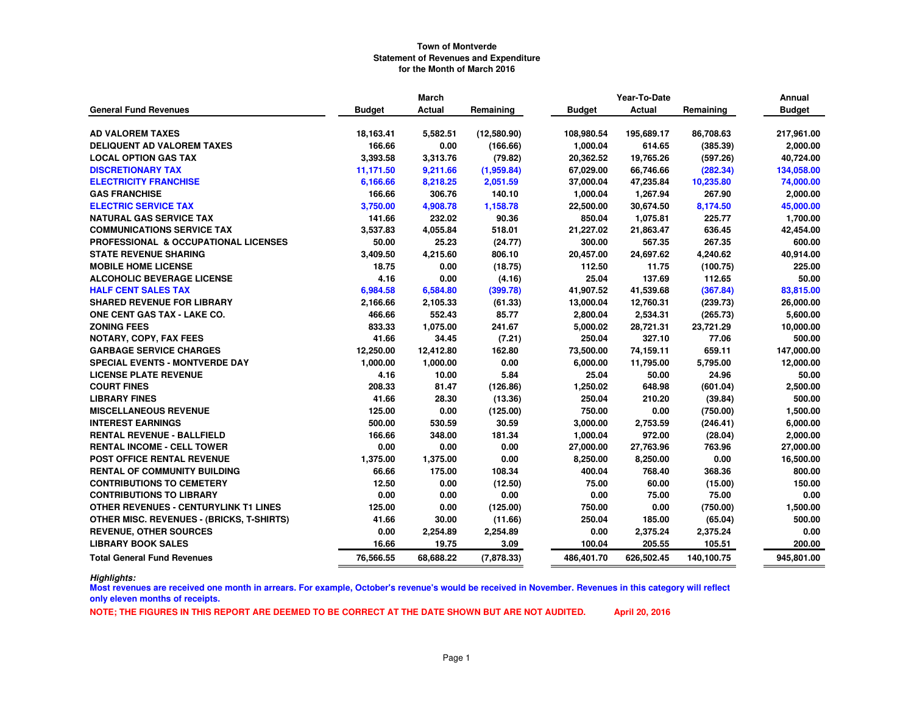**Town of Montverde**
**Statement of Revenues and Expenditure**
**for the Month of March 2016**

| General Fund Revenues | March Budget | March Actual | March Remaining | Year-To-Date Budget | Year-To-Date Actual | Year-To-Date Remaining | Annual Budget |
|---|---|---|---|---|---|---|---|
| AD VALOREM TAXES | 18,163.41 | 5,582.51 | (12,580.90) | 108,980.54 | 195,689.17 | 86,708.63 | 217,961.00 |
| DELIQUENT AD VALOREM TAXES | 166.66 | 0.00 | (166.66) | 1,000.04 | 614.65 | (385.39) | 2,000.00 |
| LOCAL OPTION GAS TAX | 3,393.58 | 3,313.76 | (79.82) | 20,362.52 | 19,765.26 | (597.26) | 40,724.00 |
| DISCRETIONARY TAX | 11,171.50 | 9,211.66 | (1,959.84) | 67,029.00 | 66,746.66 | (282.34) | 134,058.00 |
| ELECTRICITY FRANCHISE | 6,166.66 | 8,218.25 | 2,051.59 | 37,000.04 | 47,235.84 | 10,235.80 | 74,000.00 |
| GAS FRANCHISE | 166.66 | 306.76 | 140.10 | 1,000.04 | 1,267.94 | 267.90 | 2,000.00 |
| ELECTRIC SERVICE TAX | 3,750.00 | 4,908.78 | 1,158.78 | 22,500.00 | 30,674.50 | 8,174.50 | 45,000.00 |
| NATURAL GAS SERVICE TAX | 141.66 | 232.02 | 90.36 | 850.04 | 1,075.81 | 225.77 | 1,700.00 |
| COMMUNICATIONS SERVICE TAX | 3,537.83 | 4,055.84 | 518.01 | 21,227.02 | 21,863.47 | 636.45 | 42,454.00 |
| PROFESSIONAL & OCCUPATIONAL LICENSES | 50.00 | 25.23 | (24.77) | 300.00 | 567.35 | 267.35 | 600.00 |
| STATE REVENUE SHARING | 3,409.50 | 4,215.60 | 806.10 | 20,457.00 | 24,697.62 | 4,240.62 | 40,914.00 |
| MOBILE HOME LICENSE | 18.75 | 0.00 | (18.75) | 112.50 | 11.75 | (100.75) | 225.00 |
| ALCOHOLIC BEVERAGE LICENSE | 4.16 | 0.00 | (4.16) | 25.04 | 137.69 | 112.65 | 50.00 |
| HALF CENT SALES TAX | 6,984.58 | 6,584.80 | (399.78) | 41,907.52 | 41,539.68 | (367.84) | 83,815.00 |
| SHARED REVENUE FOR LIBRARY | 2,166.66 | 2,105.33 | (61.33) | 13,000.04 | 12,760.31 | (239.73) | 26,000.00 |
| ONE CENT GAS TAX - LAKE CO. | 466.66 | 552.43 | 85.77 | 2,800.04 | 2,534.31 | (265.73) | 5,600.00 |
| ZONING FEES | 833.33 | 1,075.00 | 241.67 | 5,000.02 | 28,721.31 | 23,721.29 | 10,000.00 |
| NOTARY, COPY, FAX FEES | 41.66 | 34.45 | (7.21) | 250.04 | 327.10 | 77.06 | 500.00 |
| GARBAGE SERVICE CHARGES | 12,250.00 | 12,412.80 | 162.80 | 73,500.00 | 74,159.11 | 659.11 | 147,000.00 |
| SPECIAL EVENTS - MONTVERDE DAY | 1,000.00 | 1,000.00 | 0.00 | 6,000.00 | 11,795.00 | 5,795.00 | 12,000.00 |
| LICENSE PLATE REVENUE | 4.16 | 10.00 | 5.84 | 25.04 | 50.00 | 24.96 | 50.00 |
| COURT FINES | 208.33 | 81.47 | (126.86) | 1,250.02 | 648.98 | (601.04) | 2,500.00 |
| LIBRARY FINES | 41.66 | 28.30 | (13.36) | 250.04 | 210.20 | (39.84) | 500.00 |
| MISCELLANEOUS REVENUE | 125.00 | 0.00 | (125.00) | 750.00 | 0.00 | (750.00) | 1,500.00 |
| INTEREST EARNINGS | 500.00 | 530.59 | 30.59 | 3,000.00 | 2,753.59 | (246.41) | 6,000.00 |
| RENTAL REVENUE - BALLFIELD | 166.66 | 348.00 | 181.34 | 1,000.04 | 972.00 | (28.04) | 2,000.00 |
| RENTAL INCOME - CELL TOWER | 0.00 | 0.00 | 0.00 | 27,000.00 | 27,763.96 | 763.96 | 27,000.00 |
| POST OFFICE RENTAL REVENUE | 1,375.00 | 1,375.00 | 0.00 | 8,250.00 | 8,250.00 | 0.00 | 16,500.00 |
| RENTAL OF COMMUNITY BUILDING | 66.66 | 175.00 | 108.34 | 400.04 | 768.40 | 368.36 | 800.00 |
| CONTRIBUTIONS TO CEMETERY | 12.50 | 0.00 | (12.50) | 75.00 | 60.00 | (15.00) | 150.00 |
| CONTRIBUTIONS TO LIBRARY | 0.00 | 0.00 | 0.00 | 0.00 | 75.00 | 75.00 | 0.00 |
| OTHER REVENUES - CENTURYLINK T1 LINES | 125.00 | 0.00 | (125.00) | 750.00 | 0.00 | (750.00) | 1,500.00 |
| OTHER MISC. REVENUES - (BRICKS, T-SHIRTS) | 41.66 | 30.00 | (11.66) | 250.04 | 185.00 | (65.04) | 500.00 |
| REVENUE, OTHER SOURCES | 0.00 | 2,254.89 | 2,254.89 | 0.00 | 2,375.24 | 2,375.24 | 0.00 |
| LIBRARY BOOK SALES | 16.66 | 19.75 | 3.09 | 100.04 | 205.55 | 105.51 | 200.00 |
| **Total General Fund Revenues** | **76,566.55** | **68,688.22** | **(7,878.33)** | **486,401.70** | **626,502.45** | **140,100.75** | **945,801.00** |

***Highlights:***

**Most revenues are received one month in arrears. For example, October's revenue's would be received in November. Revenues in this category will reflect only eleven months of receipts.**

**NOTE; THE FIGURES IN THIS REPORT ARE DEEMED TO BE CORRECT AT THE DATE SHOWN BUT ARE NOT AUDITED. April 20, 2016**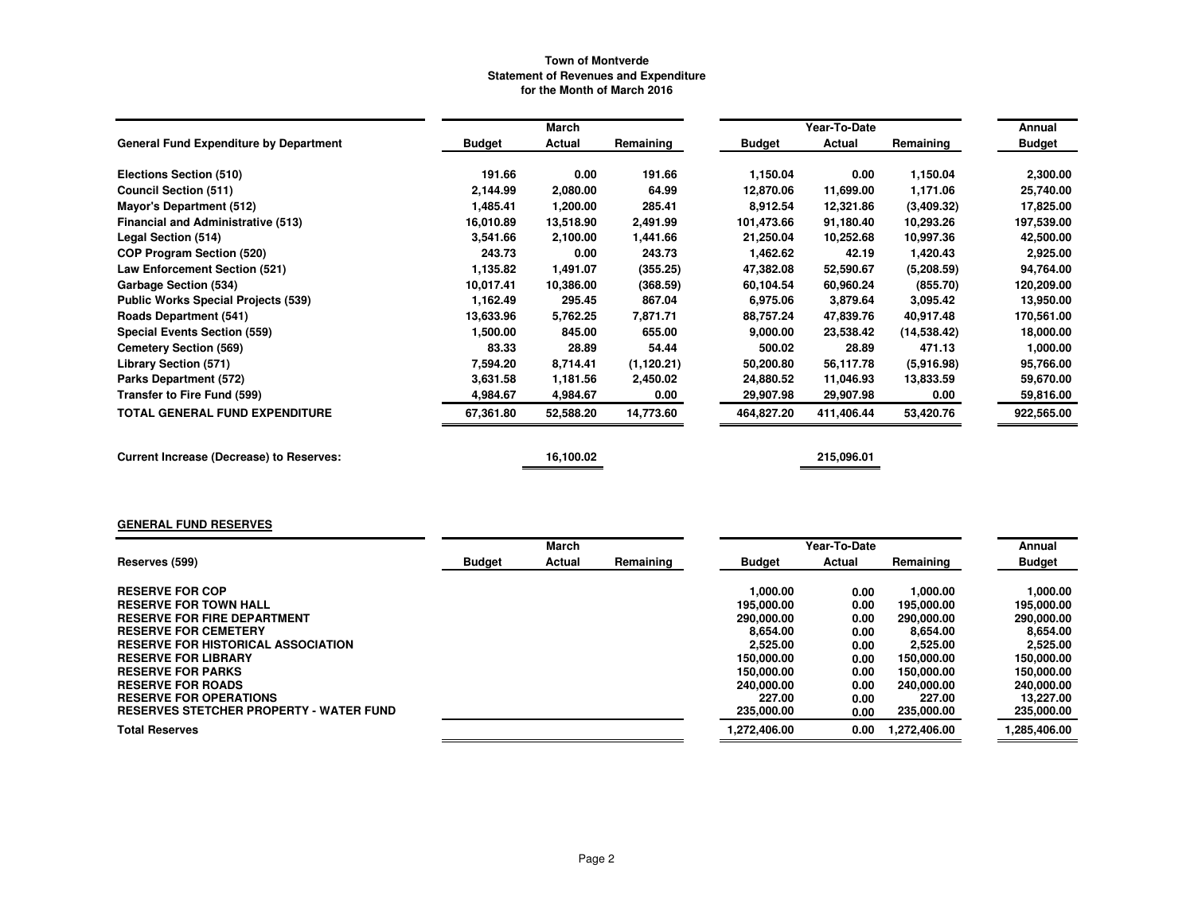**Town of Montverde**
**Statement of Revenues and Expenditure**
**for the Month of March 2016**

| General Fund Expenditure by Department | March | | | Year-To-Date | | | Annual |
|---|---|---|---|---|---|---|---|
| | Budget | Actual | Remaining | Budget | Actual | Remaining | Budget |
| Elections Section (510) | 191.66 | 0.00 | 191.66 | 1,150.04 | 0.00 | 1,150.04 | 2,300.00 |
| Council Section (511) | 2,144.99 | 2,080.00 | 64.99 | 12,870.06 | 11,699.00 | 1,171.06 | 25,740.00 |
| Mayor's Department (512) | 1,485.41 | 1,200.00 | 285.41 | 8,912.54 | 12,321.86 | (3,409.32) | 17,825.00 |
| Financial and Administrative (513) | 16,010.89 | 13,518.90 | 2,491.99 | 101,473.66 | 91,180.40 | 10,293.26 | 197,539.00 |
| Legal Section (514) | 3,541.66 | 2,100.00 | 1,441.66 | 21,250.04 | 10,252.68 | 10,997.36 | 42,500.00 |
| COP Program Section (520) | 243.73 | 0.00 | 243.73 | 1,462.62 | 42.19 | 1,420.43 | 2,925.00 |
| Law Enforcement Section (521) | 1,135.82 | 1,491.07 | (355.25) | 47,382.08 | 52,590.67 | (5,208.59) | 94,764.00 |
| Garbage Section (534) | 10,017.41 | 10,386.00 | (368.59) | 60,104.54 | 60,960.24 | (855.70) | 120,209.00 |
| Public Works Special Projects (539) | 1,162.49 | 295.45 | 867.04 | 6,975.06 | 3,879.64 | 3,095.42 | 13,950.00 |
| Roads Department (541) | 13,633.96 | 5,762.25 | 7,871.71 | 88,757.24 | 47,839.76 | 40,917.48 | 170,561.00 |
| Special Events Section (559) | 1,500.00 | 845.00 | 655.00 | 9,000.00 | 23,538.42 | (14,538.42) | 18,000.00 |
| Cemetery Section (569) | 83.33 | 28.89 | 54.44 | 500.02 | 28.89 | 471.13 | 1,000.00 |
| Library Section (571) | 7,594.20 | 8,714.41 | (1,120.21) | 50,200.80 | 56,117.78 | (5,916.98) | 95,766.00 |
| Parks Department (572) | 3,631.58 | 1,181.56 | 2,450.02 | 24,880.52 | 11,046.93 | 13,833.59 | 59,670.00 |
| Transfer to Fire Fund (599) | 4,984.67 | 4,984.67 | 0.00 | 29,907.98 | 29,907.98 | 0.00 | 59,816.00 |
| **TOTAL GENERAL FUND EXPENDITURE** | 67,361.80 | 52,588.20 | 14,773.60 | 464,827.20 | 411,406.44 | 53,420.76 | 922,565.00 |
| | | | | | | | |
| **Current Increase (Decrease) to Reserves:** | | 16,100.02 | | | 215,096.01 | | |

**GENERAL FUND RESERVES**

| Reserves (599) | March | | | Year-To-Date | | | Annual |
|---|---|---|---|---|---|---|---|
| | Budget | Actual | Remaining | Budget | Actual | Remaining | Budget |
| RESERVE FOR COP | | | | 1,000.00 | 0.00 | 1,000.00 | 1,000.00 |
| RESERVE FOR TOWN HALL | | | | 195,000.00 | 0.00 | 195,000.00 | 195,000.00 |
| RESERVE FOR FIRE DEPARTMENT | | | | 290,000.00 | 0.00 | 290,000.00 | 290,000.00 |
| RESERVE FOR CEMETERY | | | | 8,654.00 | 0.00 | 8,654.00 | 8,654.00 |
| RESERVE FOR HISTORICAL ASSOCIATION | | | | 2,525.00 | 0.00 | 2,525.00 | 2,525.00 |
| RESERVE FOR LIBRARY | | | | 150,000.00 | 0.00 | 150,000.00 | 150,000.00 |
| RESERVE FOR PARKS | | | | 150,000.00 | 0.00 | 150,000.00 | 150,000.00 |
| RESERVE FOR ROADS | | | | 240,000.00 | 0.00 | 240,000.00 | 240,000.00 |
| RESERVE FOR OPERATIONS | | | | 227.00 | 0.00 | 227.00 | 13,227.00 |
| RESERVES STETCHER PROPERTY - WATER FUND | | | | 235,000.00 | 0.00 | 235,000.00 | 235,000.00 |
| **Total Reserves** | | | | 1,272,406.00 | 0.00 | 1,272,406.00 | 1,285,406.00 |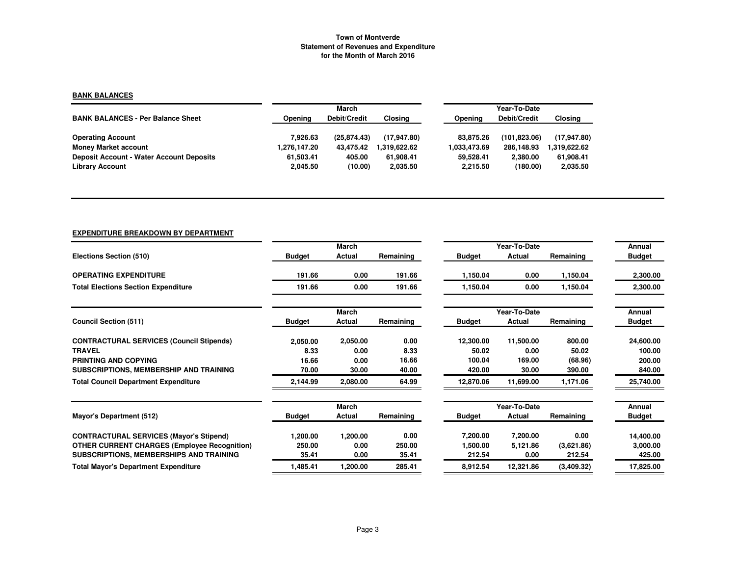**Town of Montverde**
**Statement of Revenues and Expenditure**
**for the Month of March 2016**

**BANK BALANCES**

| BANK BALANCES - Per Balance Sheet | March Opening | March Debit/Credit | March Closing | Year-To-Date Opening | Year-To-Date Debit/Credit | Year-To-Date Closing |
|---|---|---|---|---|---|---|
| Operating Account | 7,926.63 | (25,874.43) | (17,947.80) | 83,875.26 | (101,823.06) | (17,947.80) |
| Money Market account | 1,276,147.20 | 43,475.42 | 1,319,622.62 | 1,033,473.69 | 286,148.93 | 1,319,622.62 |
| Deposit Account - Water Account Deposits | 61,503.41 | 405.00 | 61,908.41 | 59,528.41 | 2,380.00 | 61,908.41 |
| Library Account | 2,045.50 | (10.00) | 2,035.50 | 2,215.50 | (180.00) | 2,035.50 |

**EXPENDITURE BREAKDOWN BY DEPARTMENT**

| Elections Section (510) | March Budget | March Actual | March Remaining | Year-To-Date Budget | Year-To-Date Actual | Year-To-Date Remaining | Annual Budget |
|---|---|---|---|---|---|---|---|
| OPERATING EXPENDITURE | 191.66 | 0.00 | 191.66 | 1,150.04 | 0.00 | 1,150.04 | 2,300.00 |
| Total Elections Section Expenditure | 191.66 | 0.00 | 191.66 | 1,150.04 | 0.00 | 1,150.04 | 2,300.00 |

| Council Section (511) | March Budget | March Actual | March Remaining | Year-To-Date Budget | Year-To-Date Actual | Year-To-Date Remaining | Annual Budget |
|---|---|---|---|---|---|---|---|
| CONTRACTURAL SERVICES (Council Stipends) | 2,050.00 | 2,050.00 | 0.00 | 12,300.00 | 11,500.00 | 800.00 | 24,600.00 |
| TRAVEL | 8.33 | 0.00 | 8.33 | 50.02 | 0.00 | 50.02 | 100.00 |
| PRINTING AND COPYING | 16.66 | 0.00 | 16.66 | 100.04 | 169.00 | (68.96) | 200.00 |
| SUBSCRIPTIONS, MEMBERSHIP AND TRAINING | 70.00 | 30.00 | 40.00 | 420.00 | 30.00 | 390.00 | 840.00 |
| Total Council Department Expenditure | 2,144.99 | 2,080.00 | 64.99 | 12,870.06 | 11,699.00 | 1,171.06 | 25,740.00 |

| Mayor's Department (512) | March Budget | March Actual | March Remaining | Year-To-Date Budget | Year-To-Date Actual | Year-To-Date Remaining | Annual Budget |
|---|---|---|---|---|---|---|---|
| CONTRACTURAL SERVICES (Mayor's Stipend) | 1,200.00 | 1,200.00 | 0.00 | 7,200.00 | 7,200.00 | 0.00 | 14,400.00 |
| OTHER CURRENT CHARGES (Employee Recognition) | 250.00 | 0.00 | 250.00 | 1,500.00 | 5,121.86 | (3,621.86) | 3,000.00 |
| SUBSCRIPTIONS, MEMBERSHIPS AND TRAINING | 35.41 | 0.00 | 35.41 | 212.54 | 0.00 | 212.54 | 425.00 |
| Total Mayor's Department Expenditure | 1,485.41 | 1,200.00 | 285.41 | 8,912.54 | 12,321.86 | (3,409.32) | 17,825.00 |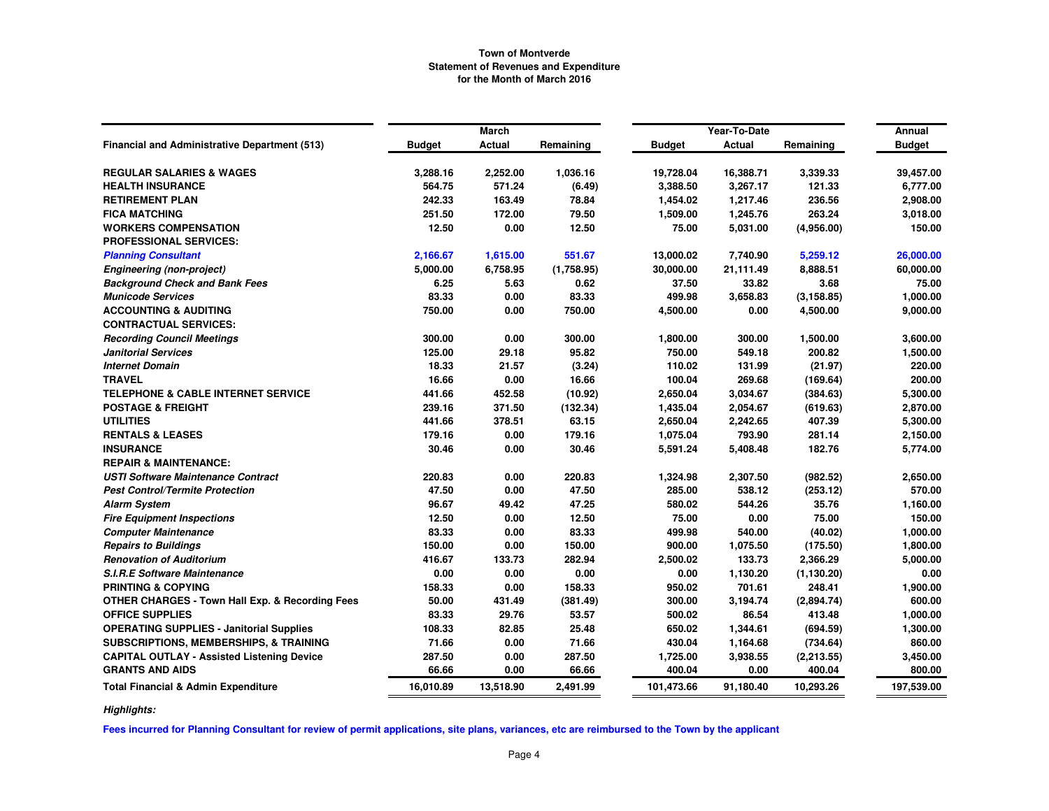**Town of Montverde**
**Statement of Revenues and Expenditure**
**for the Month of March 2016**

| Financial and Administrative Department (513) | March Budget | March Actual | March Remaining | Year-To-Date Budget | Year-To-Date Actual | Year-To-Date Remaining | Annual Budget |
|---|---|---|---|---|---|---|---|
| **REGULAR SALARIES & WAGES** | 3,288.16 | 2,252.00 | 1,036.16 | 19,728.04 | 16,388.71 | 3,339.33 | 39,457.00 |
| **HEALTH INSURANCE** | 564.75 | 571.24 | (6.49) | 3,388.50 | 3,267.17 | 121.33 | 6,777.00 |
| **RETIREMENT PLAN** | 242.33 | 163.49 | 78.84 | 1,454.02 | 1,217.46 | 236.56 | 2,908.00 |
| **FICA MATCHING** | 251.50 | 172.00 | 79.50 | 1,509.00 | 1,245.76 | 263.24 | 3,018.00 |
| **WORKERS COMPENSATION** | 12.50 | 0.00 | 12.50 | 75.00 | 5,031.00 | (4,956.00) | 150.00 |
| **PROFESSIONAL SERVICES:** | | | | | | | |
| *Planning Consultant* | 2,166.67 | 1,615.00 | 551.67 | 13,000.02 | 7,740.90 | 5,259.12 | 26,000.00 |
| *Engineering (non-project)* | 5,000.00 | 6,758.95 | (1,758.95) | 30,000.00 | 21,111.49 | 8,888.51 | 60,000.00 |
| *Background Check and Bank Fees* | 6.25 | 5.63 | 0.62 | 37.50 | 33.82 | 3.68 | 75.00 |
| *Municode Services* | 83.33 | 0.00 | 83.33 | 499.98 | 3,658.83 | (3,158.85) | 1,000.00 |
| **ACCOUNTING & AUDITING** | 750.00 | 0.00 | 750.00 | 4,500.00 | 0.00 | 4,500.00 | 9,000.00 |
| **CONTRACTUAL SERVICES:** | | | | | | | |
| *Recording Council Meetings* | 300.00 | 0.00 | 300.00 | 1,800.00 | 300.00 | 1,500.00 | 3,600.00 |
| *Janitorial Services* | 125.00 | 29.18 | 95.82 | 750.00 | 549.18 | 200.82 | 1,500.00 |
| *Internet Domain* | 18.33 | 21.57 | (3.24) | 110.02 | 131.99 | (21.97) | 220.00 |
| **TRAVEL** | 16.66 | 0.00 | 16.66 | 100.04 | 269.68 | (169.64) | 200.00 |
| **TELEPHONE & CABLE INTERNET SERVICE** | 441.66 | 452.58 | (10.92) | 2,650.04 | 3,034.67 | (384.63) | 5,300.00 |
| **POSTAGE & FREIGHT** | 239.16 | 371.50 | (132.34) | 1,435.04 | 2,054.67 | (619.63) | 2,870.00 |
| **UTILITIES** | 441.66 | 378.51 | 63.15 | 2,650.04 | 2,242.65 | 407.39 | 5,300.00 |
| **RENTALS & LEASES** | 179.16 | 0.00 | 179.16 | 1,075.04 | 793.90 | 281.14 | 2,150.00 |
| **INSURANCE** | 30.46 | 0.00 | 30.46 | 5,591.24 | 5,408.48 | 182.76 | 5,774.00 |
| **REPAIR & MAINTENANCE:** | | | | | | | |
| *USTI Software Maintenance Contract* | 220.83 | 0.00 | 220.83 | 1,324.98 | 2,307.50 | (982.52) | 2,650.00 |
| *Pest Control/Termite Protection* | 47.50 | 0.00 | 47.50 | 285.00 | 538.12 | (253.12) | 570.00 |
| *Alarm System* | 96.67 | 49.42 | 47.25 | 580.02 | 544.26 | 35.76 | 1,160.00 |
| *Fire Equipment Inspections* | 12.50 | 0.00 | 12.50 | 75.00 | 0.00 | 75.00 | 150.00 |
| *Computer Maintenance* | 83.33 | 0.00 | 83.33 | 499.98 | 540.00 | (40.02) | 1,000.00 |
| *Repairs to Buildings* | 150.00 | 0.00 | 150.00 | 900.00 | 1,075.50 | (175.50) | 1,800.00 |
| *Renovation of Auditorium* | 416.67 | 133.73 | 282.94 | 2,500.02 | 133.73 | 2,366.29 | 5,000.00 |
| *S.I.R.E Software Maintenance* | 0.00 | 0.00 | 0.00 | 0.00 | 1,130.20 | (1,130.20) | 0.00 |
| **PRINTING & COPYING** | 158.33 | 0.00 | 158.33 | 950.02 | 701.61 | 248.41 | 1,900.00 |
| **OTHER CHARGES - Town Hall Exp. & Recording Fees** | 50.00 | 431.49 | (381.49) | 300.00 | 3,194.74 | (2,894.74) | 600.00 |
| **OFFICE SUPPLIES** | 83.33 | 29.76 | 53.57 | 500.02 | 86.54 | 413.48 | 1,000.00 |
| **OPERATING SUPPLIES - Janitorial Supplies** | 108.33 | 82.85 | 25.48 | 650.02 | 1,344.61 | (694.59) | 1,300.00 |
| **SUBSCRIPTIONS, MEMBERSHIPS, & TRAINING** | 71.66 | 0.00 | 71.66 | 430.04 | 1,164.68 | (734.64) | 860.00 |
| **CAPITAL OUTLAY - Assisted Listening Device** | 287.50 | 0.00 | 287.50 | 1,725.00 | 3,938.55 | (2,213.55) | 3,450.00 |
| **GRANTS AND AIDS** | 66.66 | 0.00 | 66.66 | 400.04 | 0.00 | 400.04 | 800.00 |
| **Total Financial & Admin Expenditure** | 16,010.89 | 13,518.90 | 2,491.99 | 101,473.66 | 91,180.40 | 10,293.26 | 197,539.00 |

***Highlights:***

**Fees incurred for Planning Consultant for review of permit applications, site plans, variances, etc are reimbursed to the Town by the applicant**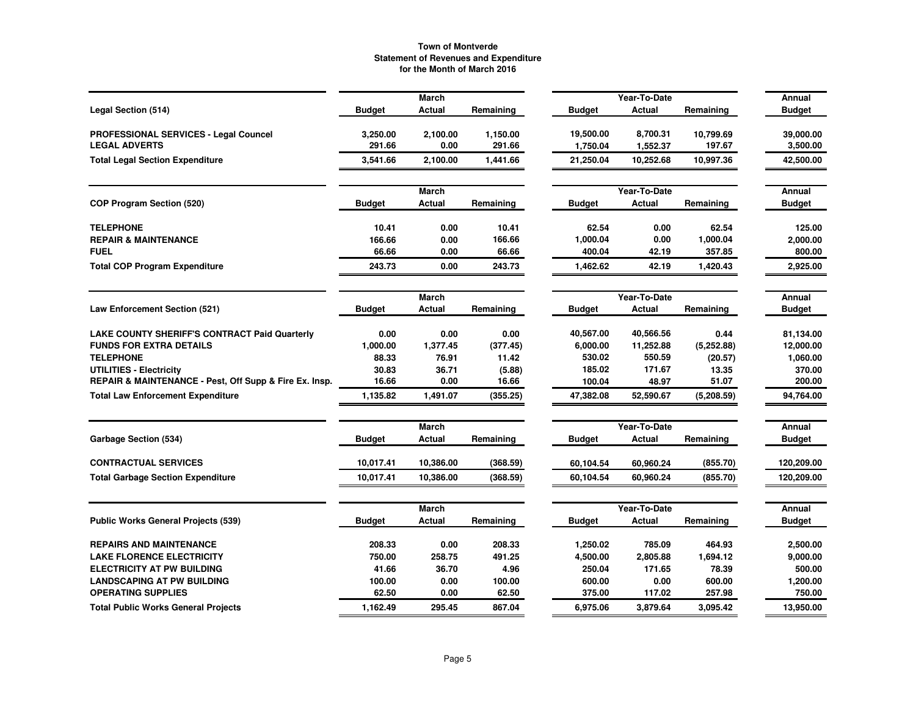**Town of Montverde**
**Statement of Revenues and Expenditure**
**for the Month of March 2016**

| Legal Section (514) | March Budget | March Actual | March Remaining | Year-To-Date Budget | Year-To-Date Actual | Year-To-Date Remaining | Annual Budget |
|---|---|---|---|---|---|---|---|
| **PROFESSIONAL SERVICES - Legal Councel** | 3,250.00 | 2,100.00 | 1,150.00 | 19,500.00 | 8,700.31 | 10,799.69 | 39,000.00 |
| **LEGAL ADVERTS** | 291.66 | 0.00 | 291.66 | 1,750.04 | 1,552.37 | 197.67 | 3,500.00 |
| **Total Legal Section Expenditure** | 3,541.66 | 2,100.00 | 1,441.66 | 21,250.04 | 10,252.68 | 10,997.36 | 42,500.00 |

| COP Program Section (520) | March Budget | March Actual | March Remaining | Year-To-Date Budget | Year-To-Date Actual | Year-To-Date Remaining | Annual Budget |
|---|---|---|---|---|---|---|---|
| **TELEPHONE** | 10.41 | 0.00 | 10.41 | 62.54 | 0.00 | 62.54 | 125.00 |
| **REPAIR & MAINTENANCE** | 166.66 | 0.00 | 166.66 | 1,000.04 | 0.00 | 1,000.04 | 2,000.00 |
| **FUEL** | 66.66 | 0.00 | 66.66 | 400.04 | 42.19 | 357.85 | 800.00 |
| **Total COP Program Expenditure** | 243.73 | 0.00 | 243.73 | 1,462.62 | 42.19 | 1,420.43 | 2,925.00 |

| Law Enforcement Section (521) | March Budget | March Actual | March Remaining | Year-To-Date Budget | Year-To-Date Actual | Year-To-Date Remaining | Annual Budget |
|---|---|---|---|---|---|---|---|
| **LAKE COUNTY SHERIFF'S CONTRACT Paid Quarterly** | 0.00 | 0.00 | 0.00 | 40,567.00 | 40,566.56 | 0.44 | 81,134.00 |
| **FUNDS FOR EXTRA DETAILS** | 1,000.00 | 1,377.45 | (377.45) | 6,000.00 | 11,252.88 | (5,252.88) | 12,000.00 |
| **TELEPHONE** | 88.33 | 76.91 | 11.42 | 530.02 | 550.59 | (20.57) | 1,060.00 |
| **UTILITIES - Electricity** | 30.83 | 36.71 | (5.88) | 185.02 | 171.67 | 13.35 | 370.00 |
| **REPAIR & MAINTENANCE - Pest, Off Supp & Fire Ex. Insp.** | 16.66 | 0.00 | 16.66 | 100.04 | 48.97 | 51.07 | 200.00 |
| **Total Law Enforcement Expenditure** | 1,135.82 | 1,491.07 | (355.25) | 47,382.08 | 52,590.67 | (5,208.59) | 94,764.00 |

| Garbage Section (534) | March Budget | March Actual | March Remaining | Year-To-Date Budget | Year-To-Date Actual | Year-To-Date Remaining | Annual Budget |
|---|---|---|---|---|---|---|---|
| **CONTRACTUAL SERVICES** | 10,017.41 | 10,386.00 | (368.59) | 60,104.54 | 60,960.24 | (855.70) | 120,209.00 |
| **Total Garbage Section Expenditure** | 10,017.41 | 10,386.00 | (368.59) | 60,104.54 | 60,960.24 | (855.70) | 120,209.00 |

| Public Works General Projects (539) | March Budget | March Actual | March Remaining | Year-To-Date Budget | Year-To-Date Actual | Year-To-Date Remaining | Annual Budget |
|---|---|---|---|---|---|---|---|
| **REPAIRS AND MAINTENANCE** | 208.33 | 0.00 | 208.33 | 1,250.02 | 785.09 | 464.93 | 2,500.00 |
| **LAKE FLORENCE ELECTRICITY** | 750.00 | 258.75 | 491.25 | 4,500.00 | 2,805.88 | 1,694.12 | 9,000.00 |
| **ELECTRICITY AT PW BUILDING** | 41.66 | 36.70 | 4.96 | 250.04 | 171.65 | 78.39 | 500.00 |
| **LANDSCAPING AT PW BUILDING** | 100.00 | 0.00 | 100.00 | 600.00 | 0.00 | 600.00 | 1,200.00 |
| **OPERATING SUPPLIES** | 62.50 | 0.00 | 62.50 | 375.00 | 117.02 | 257.98 | 750.00 |
| **Total Public Works General Projects** | 1,162.49 | 295.45 | 867.04 | 6,975.06 | 3,879.64 | 3,095.42 | 13,950.00 |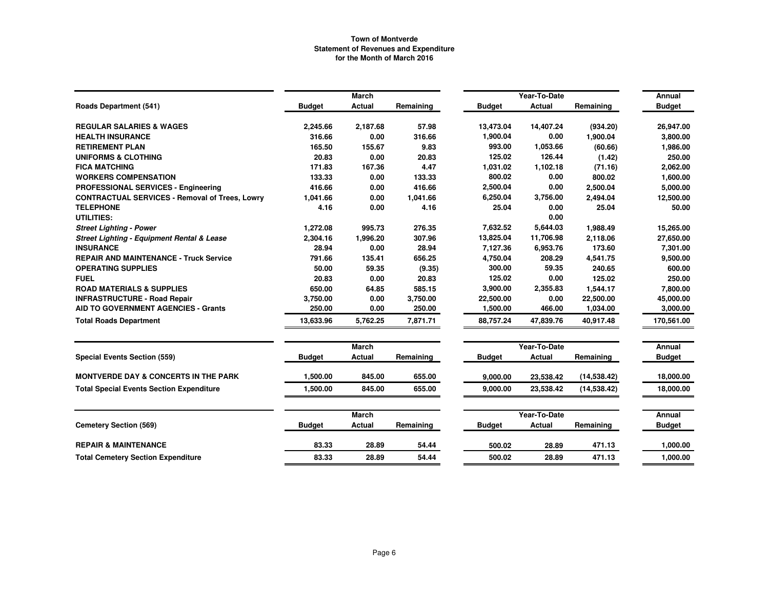**Town of Montverde**
**Statement of Revenues and Expenditure**
**for the Month of March 2016**

| Roads Department (541) | March Budget | March Actual | March Remaining | Year-To-Date Budget | Year-To-Date Actual | Year-To-Date Remaining | Annual Budget |
|---|---|---|---|---|---|---|---|
| **REGULAR SALARIES & WAGES** | 2,245.66 | 2,187.68 | 57.98 | 13,473.04 | 14,407.24 | (934.20) | 26,947.00 |
| **HEALTH INSURANCE** | 316.66 | 0.00 | 316.66 | 1,900.04 | 0.00 | 1,900.04 | 3,800.00 |
| **RETIREMENT PLAN** | 165.50 | 155.67 | 9.83 | 993.00 | 1,053.66 | (60.66) | 1,986.00 |
| **UNIFORMS & CLOTHING** | 20.83 | 0.00 | 20.83 | 125.02 | 126.44 | (1.42) | 250.00 |
| **FICA MATCHING** | 171.83 | 167.36 | 4.47 | 1,031.02 | 1,102.18 | (71.16) | 2,062.00 |
| **WORKERS COMPENSATION** | 133.33 | 0.00 | 133.33 | 800.02 | 0.00 | 800.02 | 1,600.00 |
| **PROFESSIONAL SERVICES - Engineering** | 416.66 | 0.00 | 416.66 | 2,500.04 | 0.00 | 2,500.04 | 5,000.00 |
| **CONTRACTUAL SERVICES - Removal of Trees, Lowry** | 1,041.66 | 0.00 | 1,041.66 | 6,250.04 | 3,756.00 | 2,494.04 | 12,500.00 |
| **TELEPHONE** | 4.16 | 0.00 | 4.16 | 25.04 | 0.00 | 25.04 | 50.00 |
| **UTILITIES:** | | | | | 0.00 | | |
| ***Street Lighting - Power*** | 1,272.08 | 995.73 | 276.35 | 7,632.52 | 5,644.03 | 1,988.49 | 15,265.00 |
| ***Street Lighting - Equipment Rental & Lease*** | 2,304.16 | 1,996.20 | 307.96 | 13,825.04 | 11,706.98 | 2,118.06 | 27,650.00 |
| **INSURANCE** | 28.94 | 0.00 | 28.94 | 7,127.36 | 6,953.76 | 173.60 | 7,301.00 |
| **REPAIR AND MAINTENANCE - Truck Service** | 791.66 | 135.41 | 656.25 | 4,750.04 | 208.29 | 4,541.75 | 9,500.00 |
| **OPERATING SUPPLIES** | 50.00 | 59.35 | (9.35) | 300.00 | 59.35 | 240.65 | 600.00 |
| **FUEL** | 20.83 | 0.00 | 20.83 | 125.02 | 0.00 | 125.02 | 250.00 |
| **ROAD MATERIALS & SUPPLIES** | 650.00 | 64.85 | 585.15 | 3,900.00 | 2,355.83 | 1,544.17 | 7,800.00 |
| **INFRASTRUCTURE - Road Repair** | 3,750.00 | 0.00 | 3,750.00 | 22,500.00 | 0.00 | 22,500.00 | 45,000.00 |
| **AID TO GOVERNMENT AGENCIES - Grants** | 250.00 | 0.00 | 250.00 | 1,500.00 | 466.00 | 1,034.00 | 3,000.00 |
| **Total Roads Department** | 13,633.96 | 5,762.25 | 7,871.71 | 88,757.24 | 47,839.76 | 40,917.48 | 170,561.00 |

| Special Events Section (559) | March Budget | March Actual | March Remaining | Year-To-Date Budget | Year-To-Date Actual | Year-To-Date Remaining | Annual Budget |
|---|---|---|---|---|---|---|---|
| **MONTVERDE DAY & CONCERTS IN THE PARK** | 1,500.00 | 845.00 | 655.00 | 9,000.00 | 23,538.42 | (14,538.42) | 18,000.00 |
| **Total Special Events Section Expenditure** | 1,500.00 | 845.00 | 655.00 | 9,000.00 | 23,538.42 | (14,538.42) | 18,000.00 |

| Cemetery Section (569) | March Budget | March Actual | March Remaining | Year-To-Date Budget | Year-To-Date Actual | Year-To-Date Remaining | Annual Budget |
|---|---|---|---|---|---|---|---|
| **REPAIR & MAINTENANCE** | 83.33 | 28.89 | 54.44 | 500.02 | 28.89 | 471.13 | 1,000.00 |
| **Total Cemetery Section Expenditure** | 83.33 | 28.89 | 54.44 | 500.02 | 28.89 | 471.13 | 1,000.00 |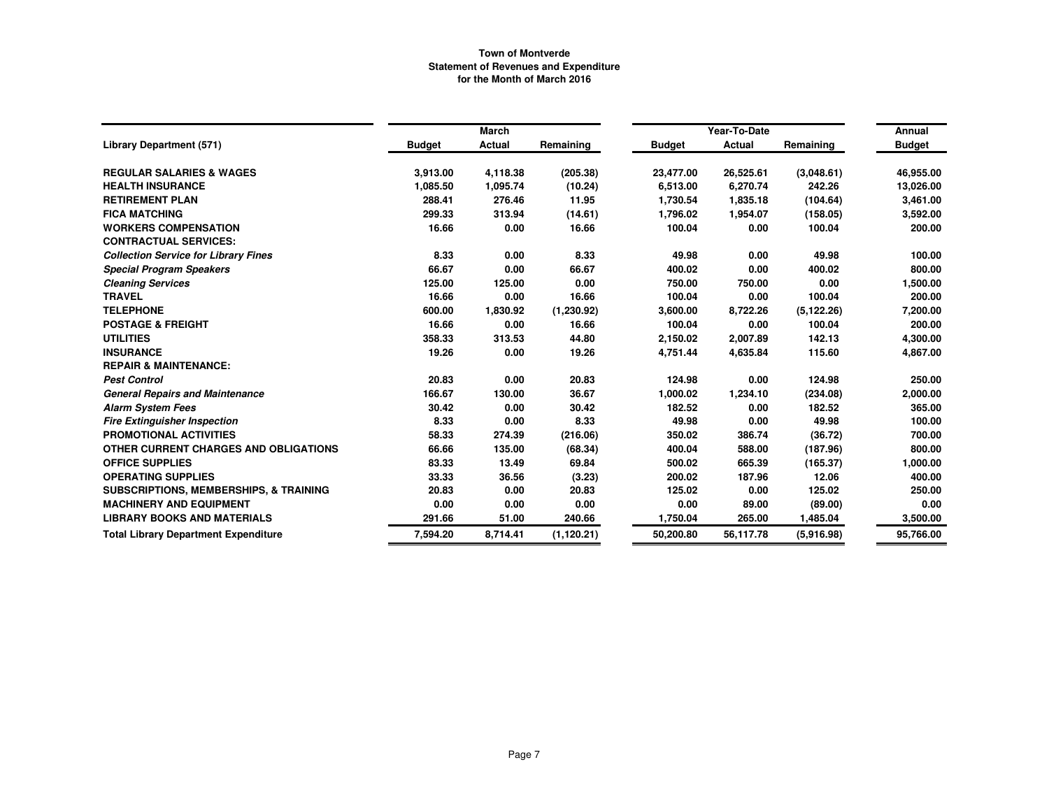**Town of Montverde**
**Statement of Revenues and Expenditure**
**for the Month of March 2016**

| Library Department (571) | March | | | Year-To-Date | | | Annual |
|---|---|---|---|---|---|---|---|
| | Budget | Actual | Remaining | Budget | Actual | Remaining | Budget |
| **REGULAR SALARIES & WAGES** | 3,913.00 | 4,118.38 | (205.38) | 23,477.00 | 26,525.61 | (3,048.61) | 46,955.00 |
| **HEALTH INSURANCE** | 1,085.50 | 1,095.74 | (10.24) | 6,513.00 | 6,270.74 | 242.26 | 13,026.00 |
| **RETIREMENT PLAN** | 288.41 | 276.46 | 11.95 | 1,730.54 | 1,835.18 | (104.64) | 3,461.00 |
| **FICA MATCHING** | 299.33 | 313.94 | (14.61) | 1,796.02 | 1,954.07 | (158.05) | 3,592.00 |
| **WORKERS COMPENSATION** | 16.66 | 0.00 | 16.66 | 100.04 | 0.00 | 100.04 | 200.00 |
| **CONTRACTUAL SERVICES:** | | | | | | | |
| ***Collection Service for Library Fines*** | 8.33 | 0.00 | 8.33 | 49.98 | 0.00 | 49.98 | 100.00 |
| ***Special Program Speakers*** | 66.67 | 0.00 | 66.67 | 400.02 | 0.00 | 400.02 | 800.00 |
| ***Cleaning Services*** | 125.00 | 125.00 | 0.00 | 750.00 | 750.00 | 0.00 | 1,500.00 |
| **TRAVEL** | 16.66 | 0.00 | 16.66 | 100.04 | 0.00 | 100.04 | 200.00 |
| **TELEPHONE** | 600.00 | 1,830.92 | (1,230.92) | 3,600.00 | 8,722.26 | (5,122.26) | 7,200.00 |
| **POSTAGE & FREIGHT** | 16.66 | 0.00 | 16.66 | 100.04 | 0.00 | 100.04 | 200.00 |
| **UTILITIES** | 358.33 | 313.53 | 44.80 | 2,150.02 | 2,007.89 | 142.13 | 4,300.00 |
| **INSURANCE** | 19.26 | 0.00 | 19.26 | 4,751.44 | 4,635.84 | 115.60 | 4,867.00 |
| **REPAIR & MAINTENANCE:** | | | | | | | |
| ***Pest Control*** | 20.83 | 0.00 | 20.83 | 124.98 | 0.00 | 124.98 | 250.00 |
| ***General Repairs and Maintenance*** | 166.67 | 130.00 | 36.67 | 1,000.02 | 1,234.10 | (234.08) | 2,000.00 |
| ***Alarm System Fees*** | 30.42 | 0.00 | 30.42 | 182.52 | 0.00 | 182.52 | 365.00 |
| ***Fire Extinguisher Inspection*** | 8.33 | 0.00 | 8.33 | 49.98 | 0.00 | 49.98 | 100.00 |
| **PROMOTIONAL ACTIVITIES** | 58.33 | 274.39 | (216.06) | 350.02 | 386.74 | (36.72) | 700.00 |
| **OTHER CURRENT CHARGES AND OBLIGATIONS** | 66.66 | 135.00 | (68.34) | 400.04 | 588.00 | (187.96) | 800.00 |
| **OFFICE SUPPLIES** | 83.33 | 13.49 | 69.84 | 500.02 | 665.39 | (165.37) | 1,000.00 |
| **OPERATING SUPPLIES** | 33.33 | 36.56 | (3.23) | 200.02 | 187.96 | 12.06 | 400.00 |
| **SUBSCRIPTIONS, MEMBERSHIPS, & TRAINING** | 20.83 | 0.00 | 20.83 | 125.02 | 0.00 | 125.02 | 250.00 |
| **MACHINERY AND EQUIPMENT** | 0.00 | 0.00 | 0.00 | 0.00 | 89.00 | (89.00) | 0.00 |
| **LIBRARY BOOKS AND MATERIALS** | 291.66 | 51.00 | 240.66 | 1,750.04 | 265.00 | 1,485.04 | 3,500.00 |
| **Total Library Department Expenditure** | 7,594.20 | 8,714.41 | (1,120.21) | 50,200.80 | 56,117.78 | (5,916.98) | 95,766.00 |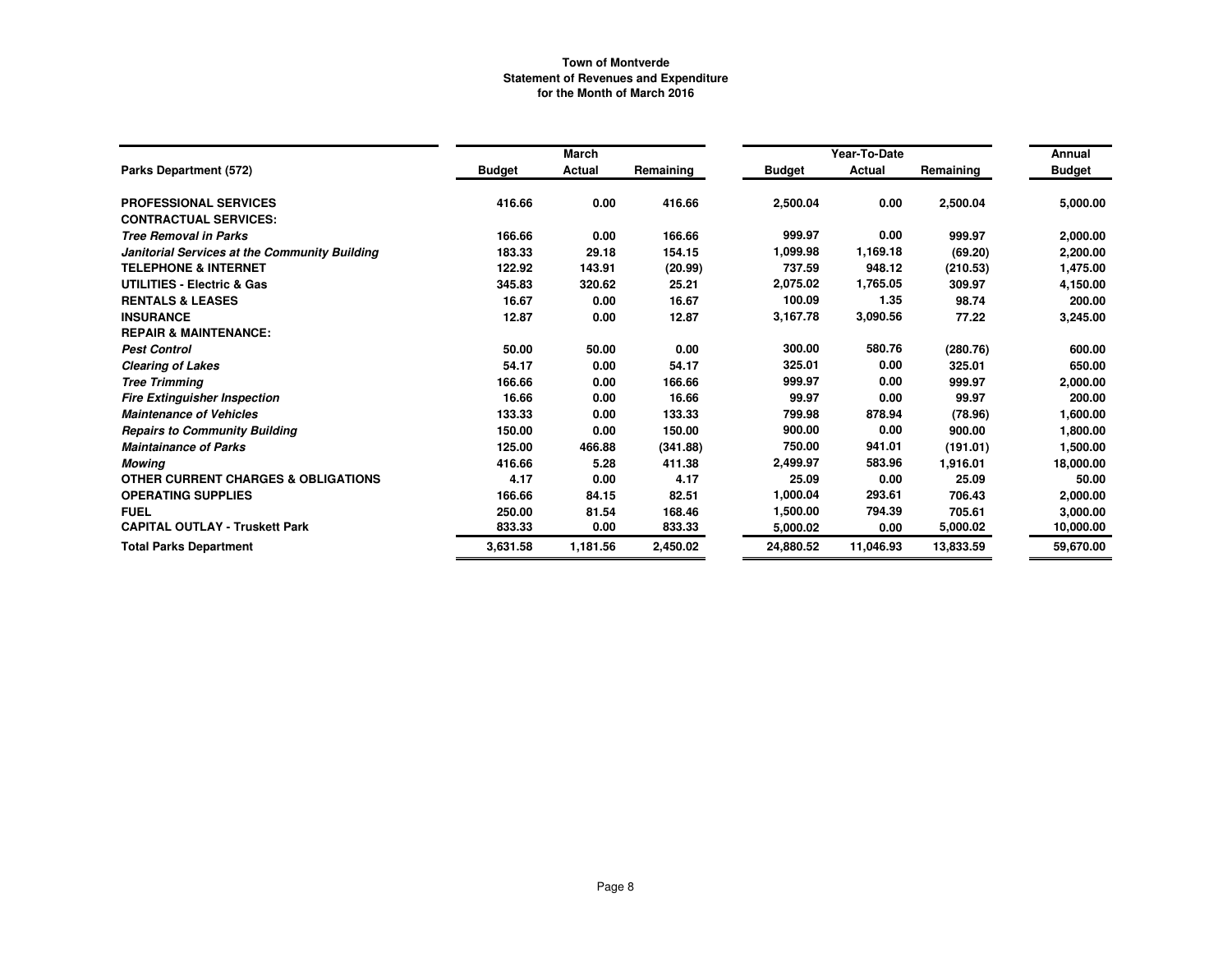**Town of Montverde**
**Statement of Revenues and Expenditure**
**for the Month of March 2016**

| | March | | | Year-To-Date | | | Annual |
|---|---|---|---|---|---|---|---|
| **Parks Department (572)** | **Budget** | **Actual** | **Remaining** | **Budget** | **Actual** | **Remaining** | **Budget** |
| **PROFESSIONAL SERVICES** | 416.66 | 0.00 | 416.66 | 2,500.04 | 0.00 | 2,500.04 | 5,000.00 |
| **CONTRACTUAL SERVICES:** | | | | | | | |
| ***Tree Removal in Parks*** | 166.66 | 0.00 | 166.66 | 999.97 | 0.00 | 999.97 | 2,000.00 |
| ***Janitorial Services at the Community Building*** | 183.33 | 29.18 | 154.15 | 1,099.98 | 1,169.18 | (69.20) | 2,200.00 |
| **TELEPHONE & INTERNET** | 122.92 | 143.91 | (20.99) | 737.59 | 948.12 | (210.53) | 1,475.00 |
| **UTILITIES - Electric & Gas** | 345.83 | 320.62 | 25.21 | 2,075.02 | 1,765.05 | 309.97 | 4,150.00 |
| **RENTALS & LEASES** | 16.67 | 0.00 | 16.67 | 100.09 | 1.35 | 98.74 | 200.00 |
| **INSURANCE** | 12.87 | 0.00 | 12.87 | 3,167.78 | 3,090.56 | 77.22 | 3,245.00 |
| **REPAIR & MAINTENANCE:** | | | | | | | |
| ***Pest Control*** | 50.00 | 50.00 | 0.00 | 300.00 | 580.76 | (280.76) | 600.00 |
| ***Clearing of Lakes*** | 54.17 | 0.00 | 54.17 | 325.01 | 0.00 | 325.01 | 650.00 |
| ***Tree Trimming*** | 166.66 | 0.00 | 166.66 | 999.97 | 0.00 | 999.97 | 2,000.00 |
| ***Fire Extinguisher Inspection*** | 16.66 | 0.00 | 16.66 | 99.97 | 0.00 | 99.97 | 200.00 |
| ***Maintenance of Vehicles*** | 133.33 | 0.00 | 133.33 | 799.98 | 878.94 | (78.96) | 1,600.00 |
| ***Repairs to Community Building*** | 150.00 | 0.00 | 150.00 | 900.00 | 0.00 | 900.00 | 1,800.00 |
| ***Maintainance of Parks*** | 125.00 | 466.88 | (341.88) | 750.00 | 941.01 | (191.01) | 1,500.00 |
| ***Mowing*** | 416.66 | 5.28 | 411.38 | 2,499.97 | 583.96 | 1,916.01 | 18,000.00 |
| **OTHER CURRENT CHARGES & OBLIGATIONS** | 4.17 | 0.00 | 4.17 | 25.09 | 0.00 | 25.09 | 50.00 |
| **OPERATING SUPPLIES** | 166.66 | 84.15 | 82.51 | 1,000.04 | 293.61 | 706.43 | 2,000.00 |
| **FUEL** | 250.00 | 81.54 | 168.46 | 1,500.00 | 794.39 | 705.61 | 3,000.00 |
| **CAPITAL OUTLAY - Truskett Park** | 833.33 | 0.00 | 833.33 | 5,000.02 | 0.00 | 5,000.02 | 10,000.00 |
| **Total Parks Department** | 3,631.58 | 1,181.56 | 2,450.02 | 24,880.52 | 11,046.93 | 13,833.59 | 59,670.00 |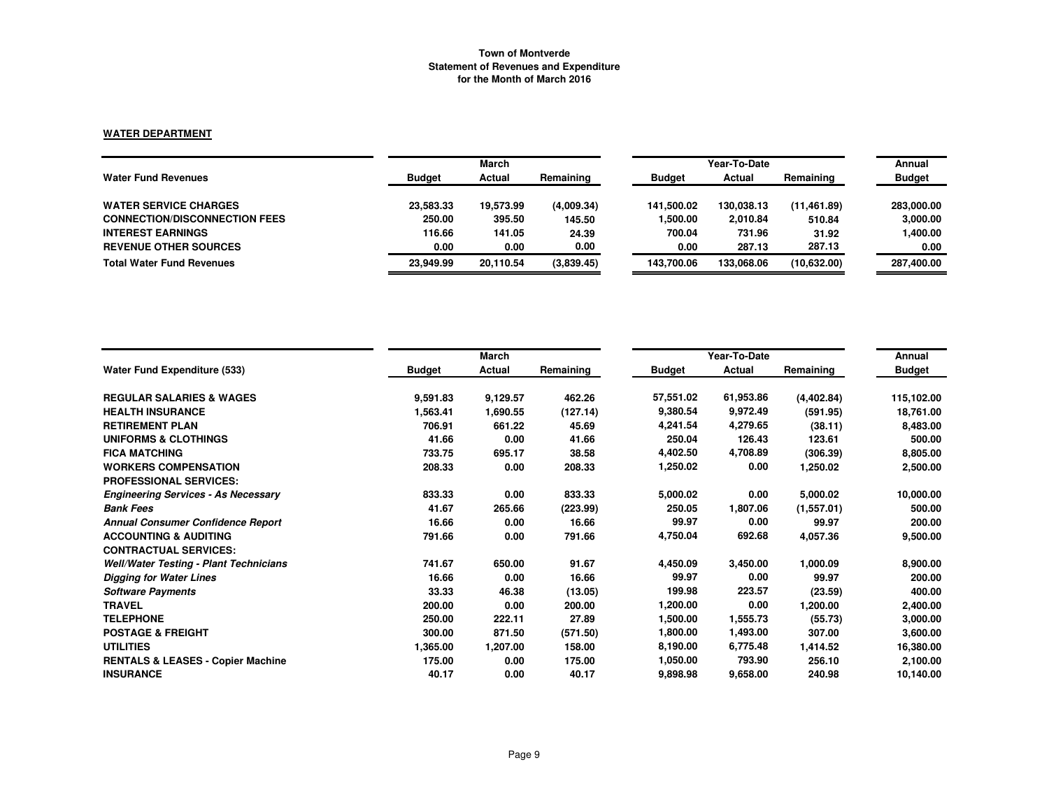**Town of Montverde**
**Statement of Revenues and Expenditure**
**for the Month of March 2016**

**WATER DEPARTMENT**

| | March | | | Year-To-Date | | | Annual |
|---|---|---|---|---|---|---|---|
| **Water Fund Revenues** | **Budget** | **Actual** | **Remaining** | **Budget** | **Actual** | **Remaining** | **Budget** |
| **WATER SERVICE CHARGES** | 23,583.33 | 19,573.99 | (4,009.34) | 141,500.02 | 130,038.13 | (11,461.89) | 283,000.00 |
| **CONNECTION/DISCONNECTION FEES** | 250.00 | 395.50 | 145.50 | 1,500.00 | 2,010.84 | 510.84 | 3,000.00 |
| **INTEREST EARNINGS** | 116.66 | 141.05 | 24.39 | 700.04 | 731.96 | 31.92 | 1,400.00 |
| **REVENUE OTHER SOURCES** | 0.00 | 0.00 | 0.00 | 0.00 | 287.13 | 287.13 | 0.00 |
| **Total Water Fund Revenues** | 23,949.99 | 20,110.54 | (3,839.45) | 143,700.06 | 133,068.06 | (10,632.00) | 287,400.00 |

| | March | | | Year-To-Date | | | Annual |
|---|---|---|---|---|---|---|---|
| **Water Fund Expenditure (533)** | **Budget** | **Actual** | **Remaining** | **Budget** | **Actual** | **Remaining** | **Budget** |
| **REGULAR SALARIES & WAGES** | 9,591.83 | 9,129.57 | 462.26 | 57,551.02 | 61,953.86 | (4,402.84) | 115,102.00 |
| **HEALTH INSURANCE** | 1,563.41 | 1,690.55 | (127.14) | 9,380.54 | 9,972.49 | (591.95) | 18,761.00 |
| **RETIREMENT PLAN** | 706.91 | 661.22 | 45.69 | 4,241.54 | 4,279.65 | (38.11) | 8,483.00 |
| **UNIFORMS & CLOTHINGS** | 41.66 | 0.00 | 41.66 | 250.04 | 126.43 | 123.61 | 500.00 |
| **FICA MATCHING** | 733.75 | 695.17 | 38.58 | 4,402.50 | 4,708.89 | (306.39) | 8,805.00 |
| **WORKERS COMPENSATION** | 208.33 | 0.00 | 208.33 | 1,250.02 | 0.00 | 1,250.02 | 2,500.00 |
| **PROFESSIONAL SERVICES:** | | | | | | | |
| ***Engineering Services - As Necessary*** | 833.33 | 0.00 | 833.33 | 5,000.02 | 0.00 | 5,000.02 | 10,000.00 |
| ***Bank Fees*** | 41.67 | 265.66 | (223.99) | 250.05 | 1,807.06 | (1,557.01) | 500.00 |
| ***Annual Consumer Confidence Report*** | 16.66 | 0.00 | 16.66 | 99.97 | 0.00 | 99.97 | 200.00 |
| **ACCOUNTING & AUDITING** | 791.66 | 0.00 | 791.66 | 4,750.04 | 692.68 | 4,057.36 | 9,500.00 |
| **CONTRACTUAL SERVICES:** | | | | | | | |
| ***Well/Water Testing - Plant Technicians*** | 741.67 | 650.00 | 91.67 | 4,450.09 | 3,450.00 | 1,000.09 | 8,900.00 |
| ***Digging for Water Lines*** | 16.66 | 0.00 | 16.66 | 99.97 | 0.00 | 99.97 | 200.00 |
| ***Software Payments*** | 33.33 | 46.38 | (13.05) | 199.98 | 223.57 | (23.59) | 400.00 |
| **TRAVEL** | 200.00 | 0.00 | 200.00 | 1,200.00 | 0.00 | 1,200.00 | 2,400.00 |
| **TELEPHONE** | 250.00 | 222.11 | 27.89 | 1,500.00 | 1,555.73 | (55.73) | 3,000.00 |
| **POSTAGE & FREIGHT** | 300.00 | 871.50 | (571.50) | 1,800.00 | 1,493.00 | 307.00 | 3,600.00 |
| **UTILITIES** | 1,365.00 | 1,207.00 | 158.00 | 8,190.00 | 6,775.48 | 1,414.52 | 16,380.00 |
| **RENTALS & LEASES - Copier Machine** | 175.00 | 0.00 | 175.00 | 1,050.00 | 793.90 | 256.10 | 2,100.00 |
| **INSURANCE** | 40.17 | 0.00 | 40.17 | 9,898.98 | 9,658.00 | 240.98 | 10,140.00 |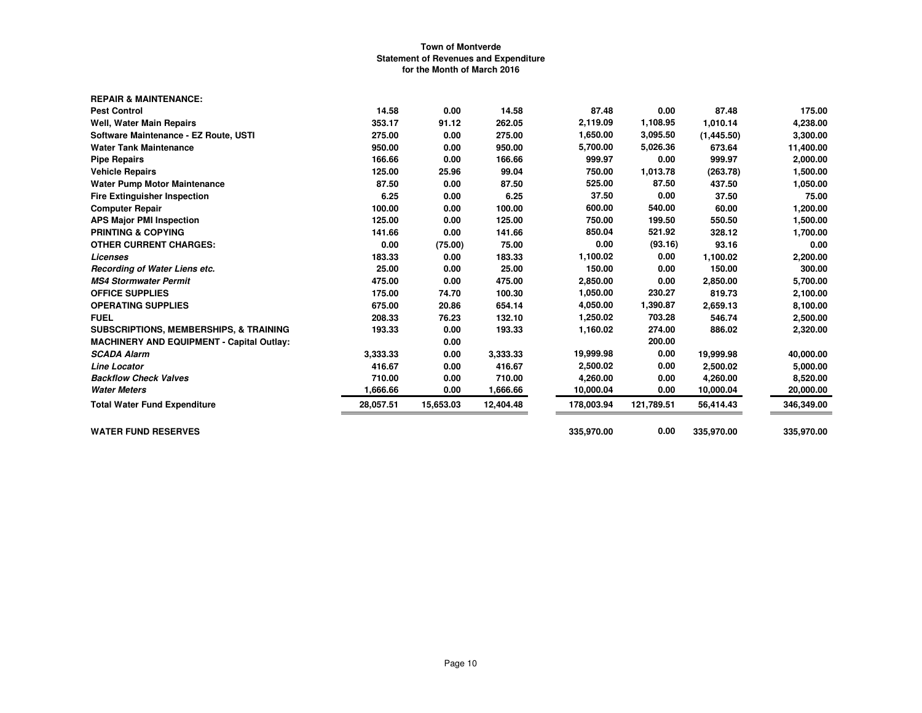**Town of Montverde**
**Statement of Revenues and Expenditure**
**for the Month of March 2016**

| | | | | | | | |
|---|---|---|---|---|---|---|---|
| **REPAIR & MAINTENANCE:** | | | | | | | |
| **Pest Control** | 14.58 | 0.00 | 14.58 | 87.48 | 0.00 | 87.48 | 175.00 |
| **Well, Water Main Repairs** | 353.17 | 91.12 | 262.05 | 2,119.09 | 1,108.95 | 1,010.14 | 4,238.00 |
| **Software Maintenance - EZ Route, USTI** | 275.00 | 0.00 | 275.00 | 1,650.00 | 3,095.50 | (1,445.50) | 3,300.00 |
| **Water Tank Maintenance** | 950.00 | 0.00 | 950.00 | 5,700.00 | 5,026.36 | 673.64 | 11,400.00 |
| **Pipe Repairs** | 166.66 | 0.00 | 166.66 | 999.97 | 0.00 | 999.97 | 2,000.00 |
| **Vehicle Repairs** | 125.00 | 25.96 | 99.04 | 750.00 | 1,013.78 | (263.78) | 1,500.00 |
| **Water Pump Motor Maintenance** | 87.50 | 0.00 | 87.50 | 525.00 | 87.50 | 437.50 | 1,050.00 |
| **Fire Extinguisher Inspection** | 6.25 | 0.00 | 6.25 | 37.50 | 0.00 | 37.50 | 75.00 |
| **Computer Repair** | 100.00 | 0.00 | 100.00 | 600.00 | 540.00 | 60.00 | 1,200.00 |
| **APS Major PMI Inspection** | 125.00 | 0.00 | 125.00 | 750.00 | 199.50 | 550.50 | 1,500.00 |
| **PRINTING & COPYING** | 141.66 | 0.00 | 141.66 | 850.04 | 521.92 | 328.12 | 1,700.00 |
| **OTHER CURRENT CHARGES:** | 0.00 | (75.00) | 75.00 | 0.00 | (93.16) | 93.16 | 0.00 |
| ***Licenses*** | 183.33 | 0.00 | 183.33 | 1,100.02 | 0.00 | 1,100.02 | 2,200.00 |
| ***Recording of Water Liens etc.*** | 25.00 | 0.00 | 25.00 | 150.00 | 0.00 | 150.00 | 300.00 |
| ***MS4 Stormwater Permit*** | 475.00 | 0.00 | 475.00 | 2,850.00 | 0.00 | 2,850.00 | 5,700.00 |
| **OFFICE SUPPLIES** | 175.00 | 74.70 | 100.30 | 1,050.00 | 230.27 | 819.73 | 2,100.00 |
| **OPERATING SUPPLIES** | 675.00 | 20.86 | 654.14 | 4,050.00 | 1,390.87 | 2,659.13 | 8,100.00 |
| **FUEL** | 208.33 | 76.23 | 132.10 | 1,250.02 | 703.28 | 546.74 | 2,500.00 |
| **SUBSCRIPTIONS, MEMBERSHIPS, & TRAINING** | 193.33 | 0.00 | 193.33 | 1,160.02 | 274.00 | 886.02 | 2,320.00 |
| **MACHINERY AND EQUIPMENT - Capital Outlay:** | | 0.00 | | | 200.00 | | |
| ***SCADA Alarm*** | 3,333.33 | 0.00 | 3,333.33 | 19,999.98 | 0.00 | 19,999.98 | 40,000.00 |
| ***Line Locator*** | 416.67 | 0.00 | 416.67 | 2,500.02 | 0.00 | 2,500.02 | 5,000.00 |
| ***Backflow Check Valves*** | 710.00 | 0.00 | 710.00 | 4,260.00 | 0.00 | 4,260.00 | 8,520.00 |
| ***Water Meters*** | 1,666.66 | 0.00 | 1,666.66 | 10,000.04 | 0.00 | 10,000.04 | 20,000.00 |
| **Total Water Fund Expenditure** | 28,057.51 | 15,653.03 | 12,404.48 | 178,003.94 | 121,789.51 | 56,414.43 | 346,349.00 |
| **WATER FUND RESERVES** | | | | 335,970.00 | 0.00 | 335,970.00 | 335,970.00 |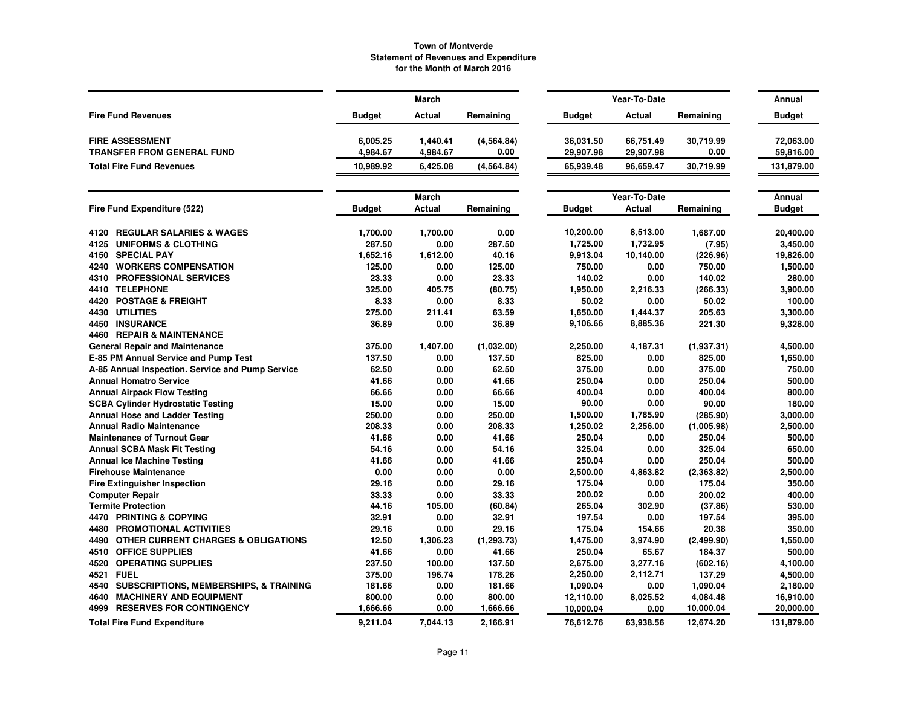**Town of Montverde**
**Statement of Revenues and Expenditure**
**for the Month of March 2016**

| | March | | | Year-To-Date | | | Annual |
|---|---|---|---|---|---|---|---|
| **Fire Fund Revenues** | **Budget** | **Actual** | **Remaining** | **Budget** | **Actual** | **Remaining** | **Budget** |
| FIRE ASSESSMENT | 6,005.25 | 1,440.41 | (4,564.84) | 36,031.50 | 66,751.49 | 30,719.99 | 72,063.00 |
| TRANSFER FROM GENERAL FUND | 4,984.67 | 4,984.67 | 0.00 | 29,907.98 | 29,907.98 | 0.00 | 59,816.00 |
| **Total Fire Fund Revenues** | 10,989.92 | 6,425.08 | (4,564.84) | 65,939.48 | 96,659.47 | 30,719.99 | 131,879.00 |

| | March | | | Year-To-Date | | | Annual |
|---|---|---|---|---|---|---|---|
| **Fire Fund Expenditure (522)** | **Budget** | **Actual** | **Remaining** | **Budget** | **Actual** | **Remaining** | **Budget** |
| 4120 REGULAR SALARIES & WAGES | 1,700.00 | 1,700.00 | 0.00 | 10,200.00 | 8,513.00 | 1,687.00 | 20,400.00 |
| 4125 UNIFORMS & CLOTHING | 287.50 | 0.00 | 287.50 | 1,725.00 | 1,732.95 | (7.95) | 3,450.00 |
| 4150 SPECIAL PAY | 1,652.16 | 1,612.00 | 40.16 | 9,913.04 | 10,140.00 | (226.96) | 19,826.00 |
| 4240 WORKERS COMPENSATION | 125.00 | 0.00 | 125.00 | 750.00 | 0.00 | 750.00 | 1,500.00 |
| 4310 PROFESSIONAL SERVICES | 23.33 | 0.00 | 23.33 | 140.02 | 0.00 | 140.02 | 280.00 |
| 4410 TELEPHONE | 325.00 | 405.75 | (80.75) | 1,950.00 | 2,216.33 | (266.33) | 3,900.00 |
| 4420 POSTAGE & FREIGHT | 8.33 | 0.00 | 8.33 | 50.02 | 0.00 | 50.02 | 100.00 |
| 4430 UTILITIES | 275.00 | 211.41 | 63.59 | 1,650.00 | 1,444.37 | 205.63 | 3,300.00 |
| 4450 INSURANCE | 36.89 | 0.00 | 36.89 | 9,106.66 | 8,885.36 | 221.30 | 9,328.00 |
| 4460 REPAIR & MAINTENANCE | | | | | | | |
| General Repair and Maintenance | 375.00 | 1,407.00 | (1,032.00) | 2,250.00 | 4,187.31 | (1,937.31) | 4,500.00 |
| E-85 PM Annual Service and Pump Test | 137.50 | 0.00 | 137.50 | 825.00 | 0.00 | 825.00 | 1,650.00 |
| A-85 Annual Inspection. Service and Pump Service | 62.50 | 0.00 | 62.50 | 375.00 | 0.00 | 375.00 | 750.00 |
| Annual Homatro Service | 41.66 | 0.00 | 41.66 | 250.04 | 0.00 | 250.04 | 500.00 |
| Annual Airpack Flow Testing | 66.66 | 0.00 | 66.66 | 400.04 | 0.00 | 400.04 | 800.00 |
| SCBA Cylinder Hydrostatic Testing | 15.00 | 0.00 | 15.00 | 90.00 | 0.00 | 90.00 | 180.00 |
| Annual Hose and Ladder Testing | 250.00 | 0.00 | 250.00 | 1,500.00 | 1,785.90 | (285.90) | 3,000.00 |
| Annual Radio Maintenance | 208.33 | 0.00 | 208.33 | 1,250.02 | 2,256.00 | (1,005.98) | 2,500.00 |
| Maintenance of Turnout Gear | 41.66 | 0.00 | 41.66 | 250.04 | 0.00 | 250.04 | 500.00 |
| Annual SCBA Mask Fit Testing | 54.16 | 0.00 | 54.16 | 325.04 | 0.00 | 325.04 | 650.00 |
| Annual Ice Machine Testing | 41.66 | 0.00 | 41.66 | 250.04 | 0.00 | 250.04 | 500.00 |
| Firehouse Maintenance | 0.00 | 0.00 | 0.00 | 2,500.00 | 4,863.82 | (2,363.82) | 2,500.00 |
| Fire Extinguisher Inspection | 29.16 | 0.00 | 29.16 | 175.04 | 0.00 | 175.04 | 350.00 |
| Computer Repair | 33.33 | 0.00 | 33.33 | 200.02 | 0.00 | 200.02 | 400.00 |
| Termite Protection | 44.16 | 105.00 | (60.84) | 265.04 | 302.90 | (37.86) | 530.00 |
| 4470 PRINTING & COPYING | 32.91 | 0.00 | 32.91 | 197.54 | 0.00 | 197.54 | 395.00 |
| 4480 PROMOTIONAL ACTIVITIES | 29.16 | 0.00 | 29.16 | 175.04 | 154.66 | 20.38 | 350.00 |
| 4490 OTHER CURRENT CHARGES & OBLIGATIONS | 12.50 | 1,306.23 | (1,293.73) | 1,475.00 | 3,974.90 | (2,499.90) | 1,550.00 |
| 4510 OFFICE SUPPLIES | 41.66 | 0.00 | 41.66 | 250.04 | 65.67 | 184.37 | 500.00 |
| 4520 OPERATING SUPPLIES | 237.50 | 100.00 | 137.50 | 2,675.00 | 3,277.16 | (602.16) | 4,100.00 |
| 4521 FUEL | 375.00 | 196.74 | 178.26 | 2,250.00 | 2,112.71 | 137.29 | 4,500.00 |
| 4540 SUBSCRIPTIONS, MEMBERSHIPS, & TRAINING | 181.66 | 0.00 | 181.66 | 1,090.04 | 0.00 | 1,090.04 | 2,180.00 |
| 4640 MACHINERY AND EQUIPMENT | 800.00 | 0.00 | 800.00 | 12,110.00 | 8,025.52 | 4,084.48 | 16,910.00 |
| 4999 RESERVES FOR CONTINGENCY | 1,666.66 | 0.00 | 1,666.66 | 10,000.04 | 0.00 | 10,000.04 | 20,000.00 |
| **Total Fire Fund Expenditure** | 9,211.04 | 7,044.13 | 2,166.91 | 76,612.76 | 63,938.56 | 12,674.20 | 131,879.00 |